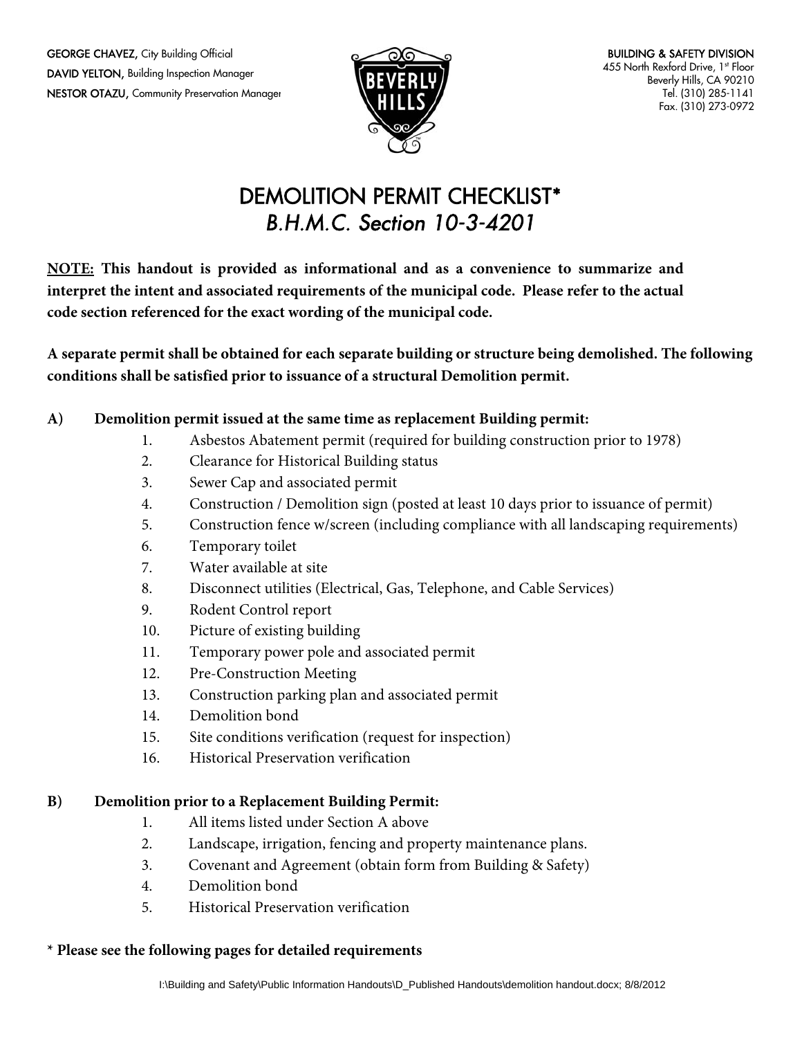GEORGE CHAVEZ, City Building Official
DAVID YELTON, Building Inspection Manager
NESTOR OTAZU, Community Preservation Manager

BUILDING & SAFETY DIVISION
455 North Rexford Drive, 1st Floor
Beverly Hills, CA 90210
Tel. (310) 285-1141
Fax. (310) 273-0972

# DEMOLITION PERMIT CHECKLIST*
## *B.H.M.C. Section 10-3-4201*

**NOTE: This handout is provided as informational and as a convenience to summarize and interpret the intent and associated requirements of the municipal code. Please refer to the actual code section referenced for the exact wording of the municipal code.**

**A separate permit shall be obtained for each separate building or structure being demolished. The following conditions shall be satisfied prior to issuance of a structural Demolition permit.**

**A) Demolition permit issued at the same time as replacement Building permit:**

1. Asbestos Abatement permit (required for building construction prior to 1978)
2. Clearance for Historical Building status
3. Sewer Cap and associated permit
4. Construction / Demolition sign (posted at least 10 days prior to issuance of permit)
5. Construction fence w/screen (including compliance with all landscaping requirements)
6. Temporary toilet
7. Water available at site
8. Disconnect utilities (Electrical, Gas, Telephone, and Cable Services)
9. Rodent Control report
10. Picture of existing building
11. Temporary power pole and associated permit
12. Pre-Construction Meeting
13. Construction parking plan and associated permit
14. Demolition bond
15. Site conditions verification (request for inspection)
16. Historical Preservation verification

**B) Demolition prior to a Replacement Building Permit:**

1. All items listed under Section A above
2. Landscape, irrigation, fencing and property maintenance plans.
3. Covenant and Agreement (obtain form from Building & Safety)
4. Demolition bond
5. Historical Preservation verification

\* **Please see the following pages for detailed requirements**

I:\Building and Safety\Public Information Handouts\D_Published Handouts\demolition handout.docx; 8/8/2012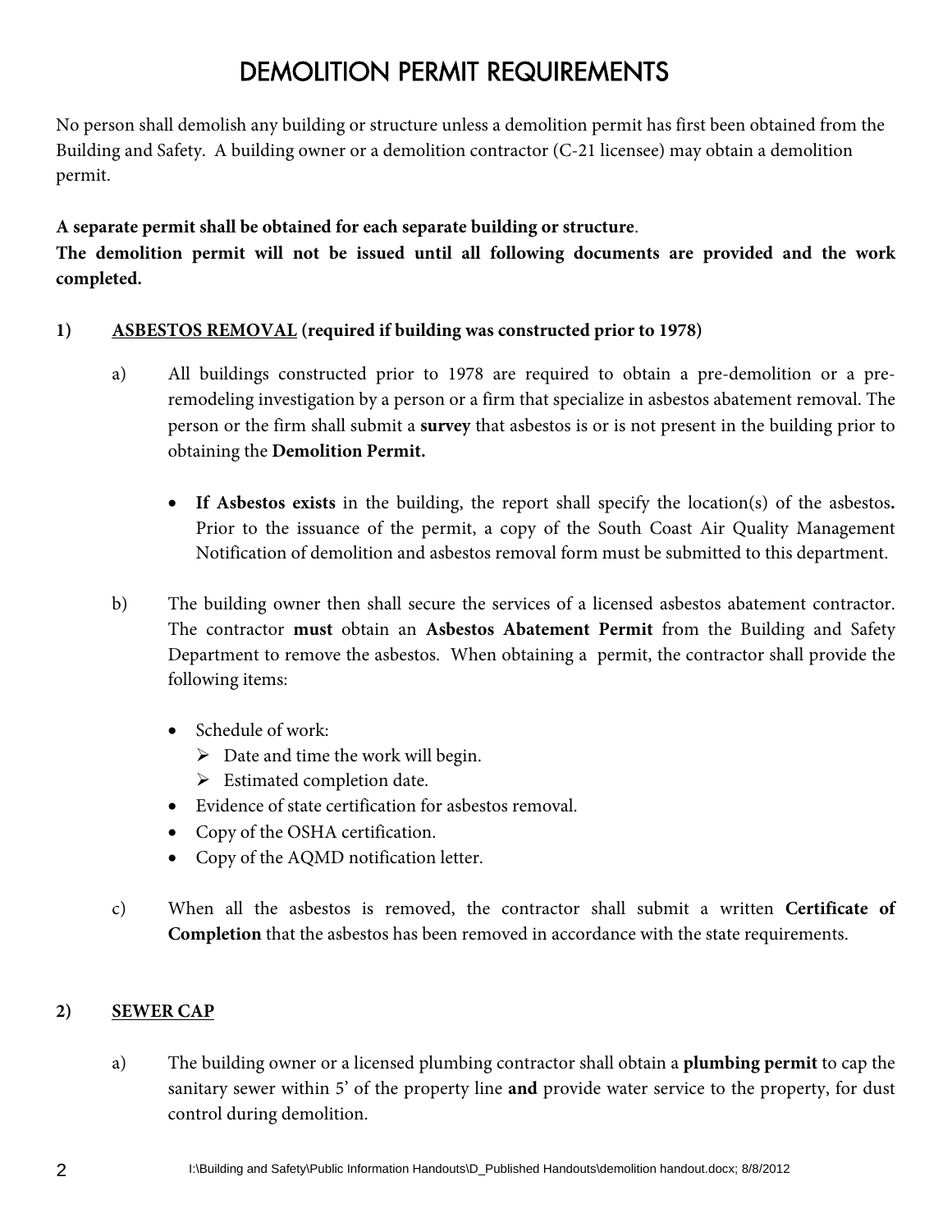# DEMOLITION PERMIT REQUIREMENTS

No person shall demolish any building or structure unless a demolition permit has first been obtained from the Building and Safety. A building owner or a demolition contractor (C-21 licensee) may obtain a demolition permit.

**A separate permit shall be obtained for each separate building or structure**.
**The demolition permit will not be issued until all following documents are provided and the work completed.**

**1) <u>ASBESTOS REMOVAL</u> (required if building was constructed prior to 1978)**

a) All buildings constructed prior to 1978 are required to obtain a pre-demolition or a pre-remodeling investigation by a person or a firm that specialize in asbestos abatement removal. The person or the firm shall submit a **survey** that asbestos is or is not present in the building prior to obtaining the **Demolition Permit.**

- **If Asbestos exists** in the building, the report shall specify the location(s) of the asbestos**.** Prior to the issuance of the permit, a copy of the South Coast Air Quality Management Notification of demolition and asbestos removal form must be submitted to this department.

b) The building owner then shall secure the services of a licensed asbestos abatement contractor. The contractor **must** obtain an **Asbestos Abatement Permit** from the Building and Safety Department to remove the asbestos. When obtaining a permit, the contractor shall provide the following items:

- Schedule of work:
  - Date and time the work will begin.
  - Estimated completion date.
- Evidence of state certification for asbestos removal.
- Copy of the OSHA certification.
- Copy of the AQMD notification letter.

c) When all the asbestos is removed, the contractor shall submit a written **Certificate of Completion** that the asbestos has been removed in accordance with the state requirements.

**2) <u>SEWER CAP</u>**

a) The building owner or a licensed plumbing contractor shall obtain a **plumbing permit** to cap the sanitary sewer within 5' of the property line **and** provide water service to the property, for dust control during demolition.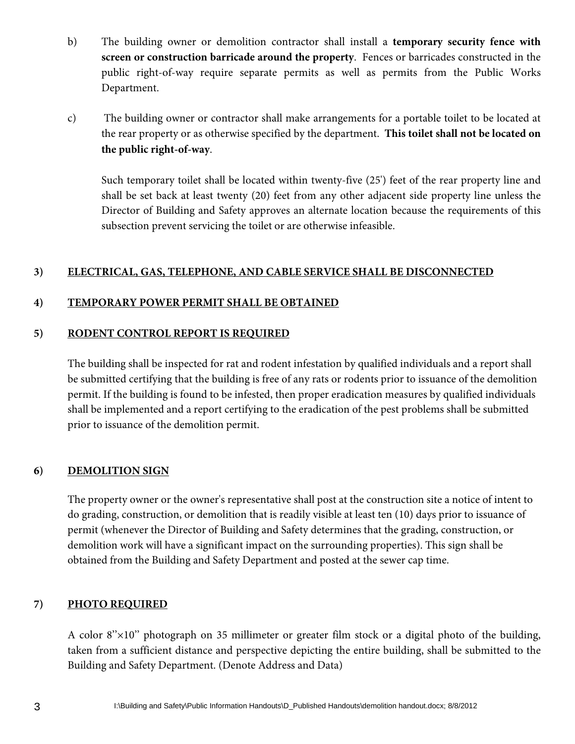b) The building owner or demolition contractor shall install a **temporary security fence with screen or construction barricade around the property**. Fences or barricades constructed in the public right-of-way require separate permits as well as permits from the Public Works Department.

c) The building owner or contractor shall make arrangements for a portable toilet to be located at the rear property or as otherwise specified by the department. **This toilet shall not be located on the public right-of-way**.

Such temporary toilet shall be located within twenty-five (25') feet of the rear property line and shall be set back at least twenty (20) feet from any other adjacent side property line unless the Director of Building and Safety approves an alternate location because the requirements of this subsection prevent servicing the toilet or are otherwise infeasible.

**3) <u>ELECTRICAL, GAS, TELEPHONE, AND CABLE SERVICE SHALL BE DISCONNECTED</u>**

**4) <u>TEMPORARY POWER PERMIT SHALL BE OBTAINED</u>**

**5) <u>RODENT CONTROL REPORT IS REQUIRED</u>**

The building shall be inspected for rat and rodent infestation by qualified individuals and a report shall be submitted certifying that the building is free of any rats or rodents prior to issuance of the demolition permit. If the building is found to be infested, then proper eradication measures by qualified individuals shall be implemented and a report certifying to the eradication of the pest problems shall be submitted prior to issuance of the demolition permit.

**6) <u>DEMOLITION SIGN</u>**

The property owner or the owner's representative shall post at the construction site a notice of intent to do grading, construction, or demolition that is readily visible at least ten (10) days prior to issuance of permit (whenever the Director of Building and Safety determines that the grading, construction, or demolition work will have a significant impact on the surrounding properties). This sign shall be obtained from the Building and Safety Department and posted at the sewer cap time.

**7) <u>PHOTO REQUIRED</u>**

A color 8"×10" photograph on 35 millimeter or greater film stock or a digital photo of the building, taken from a sufficient distance and perspective depicting the entire building, shall be submitted to the Building and Safety Department. (Denote Address and Data)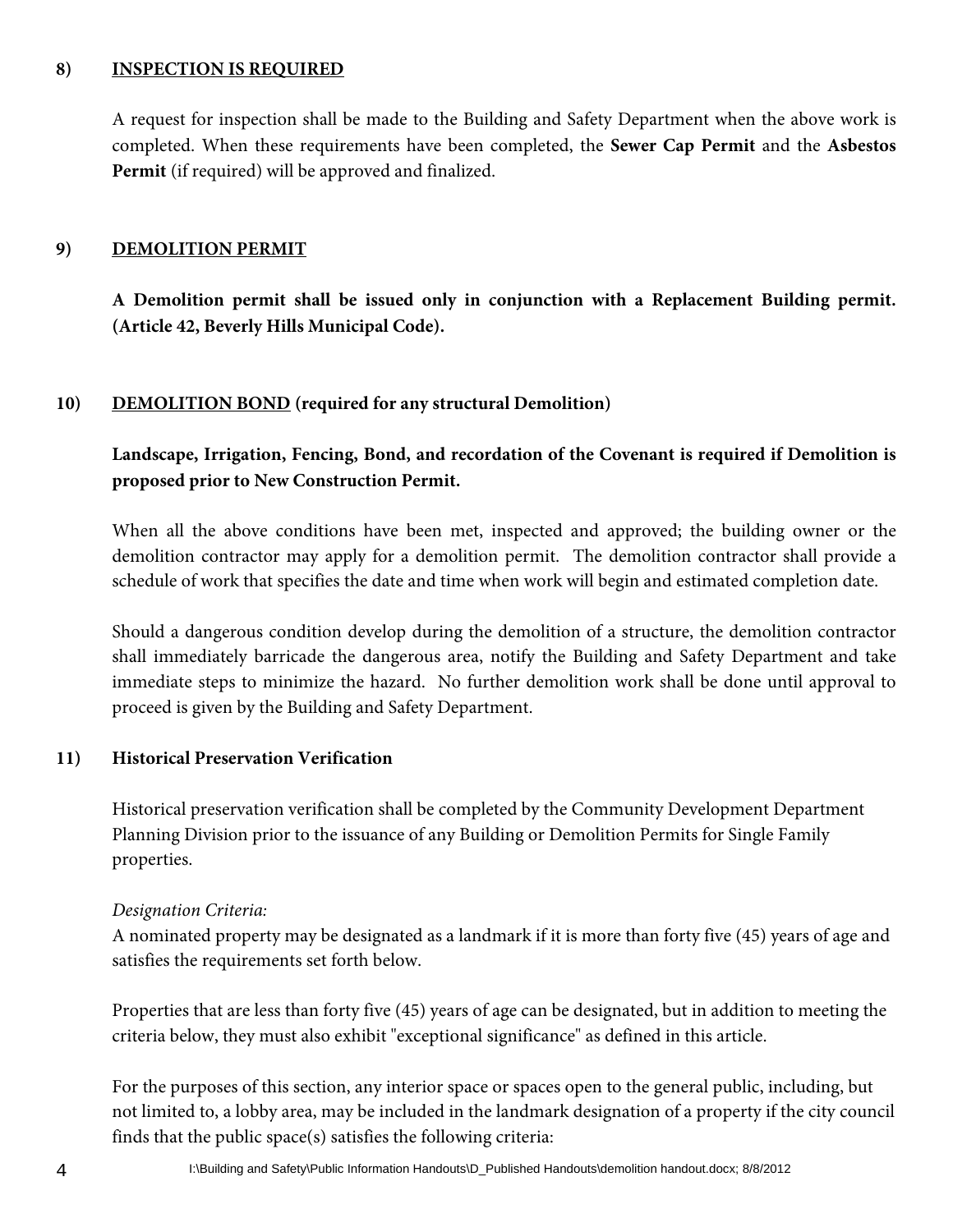**8) INSPECTION IS REQUIRED**

A request for inspection shall be made to the Building and Safety Department when the above work is completed. When these requirements have been completed, the **Sewer Cap Permit** and the **Asbestos Permit** (if required) will be approved and finalized.

**9) DEMOLITION PERMIT**

**A Demolition permit shall be issued only in conjunction with a Replacement Building permit. (Article 42, Beverly Hills Municipal Code).**

**10) DEMOLITION BOND (required for any structural Demolition)**

**Landscape, Irrigation, Fencing, Bond, and recordation of the Covenant is required if Demolition is proposed prior to New Construction Permit.**

When all the above conditions have been met, inspected and approved; the building owner or the demolition contractor may apply for a demolition permit. The demolition contractor shall provide a schedule of work that specifies the date and time when work will begin and estimated completion date.

Should a dangerous condition develop during the demolition of a structure, the demolition contractor shall immediately barricade the dangerous area, notify the Building and Safety Department and take immediate steps to minimize the hazard. No further demolition work shall be done until approval to proceed is given by the Building and Safety Department.

**11) Historical Preservation Verification**

Historical preservation verification shall be completed by the Community Development Department Planning Division prior to the issuance of any Building or Demolition Permits for Single Family properties.

*Designation Criteria:*
A nominated property may be designated as a landmark if it is more than forty five (45) years of age and satisfies the requirements set forth below.

Properties that are less than forty five (45) years of age can be designated, but in addition to meeting the criteria below, they must also exhibit "exceptional significance" as defined in this article.

For the purposes of this section, any interior space or spaces open to the general public, including, but not limited to, a lobby area, may be included in the landmark designation of a property if the city council finds that the public space(s) satisfies the following criteria: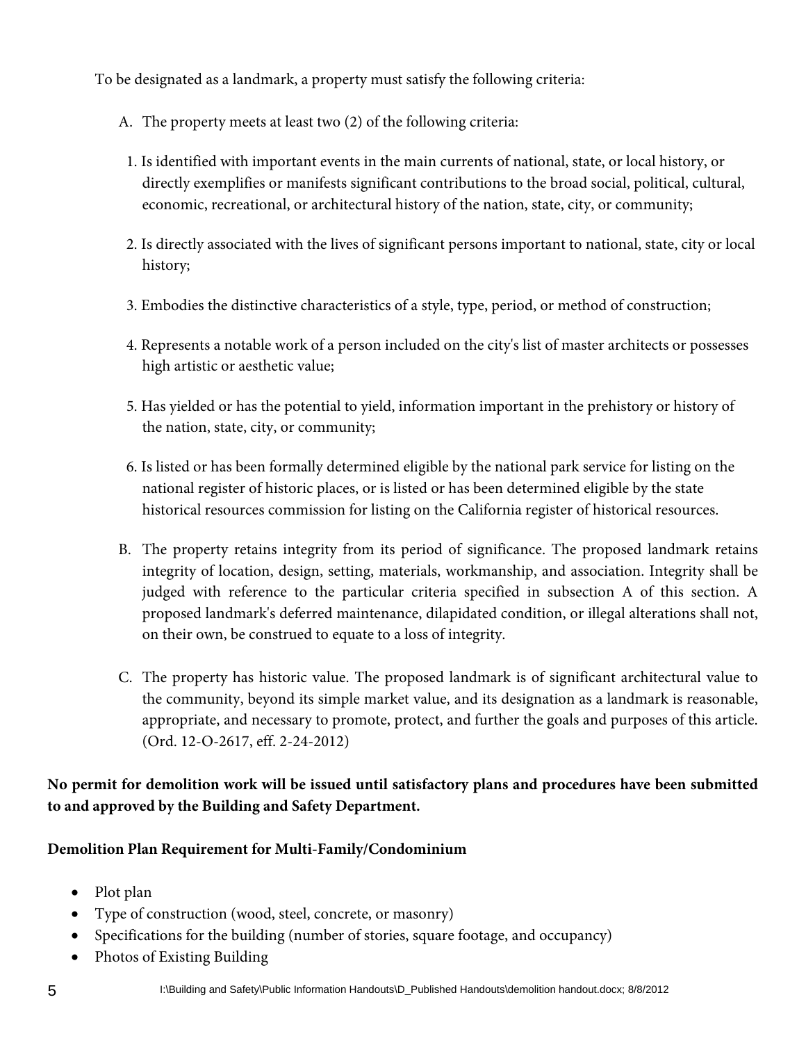To be designated as a landmark, a property must satisfy the following criteria:

A. The property meets at least two (2) of the following criteria:

1. Is identified with important events in the main currents of national, state, or local history, or directly exemplifies or manifests significant contributions to the broad social, political, cultural, economic, recreational, or architectural history of the nation, state, city, or community;

2. Is directly associated with the lives of significant persons important to national, state, city or local history;

3. Embodies the distinctive characteristics of a style, type, period, or method of construction;

4. Represents a notable work of a person included on the city's list of master architects or possesses high artistic or aesthetic value;

5. Has yielded or has the potential to yield, information important in the prehistory or history of the nation, state, city, or community;

6. Is listed or has been formally determined eligible by the national park service for listing on the national register of historic places, or is listed or has been determined eligible by the state historical resources commission for listing on the California register of historical resources.

B. The property retains integrity from its period of significance. The proposed landmark retains integrity of location, design, setting, materials, workmanship, and association. Integrity shall be judged with reference to the particular criteria specified in subsection A of this section. A proposed landmark's deferred maintenance, dilapidated condition, or illegal alterations shall not, on their own, be construed to equate to a loss of integrity.

C. The property has historic value. The proposed landmark is of significant architectural value to the community, beyond its simple market value, and its designation as a landmark is reasonable, appropriate, and necessary to promote, protect, and further the goals and purposes of this article. (Ord. 12-O-2617, eff. 2-24-2012)

**No permit for demolition work will be issued until satisfactory plans and procedures have been submitted to and approved by the Building and Safety Department.**

**Demolition Plan Requirement for Multi-Family/Condominium**

- Plot plan
- Type of construction (wood, steel, concrete, or masonry)
- Specifications for the building (number of stories, square footage, and occupancy)
- Photos of Existing Building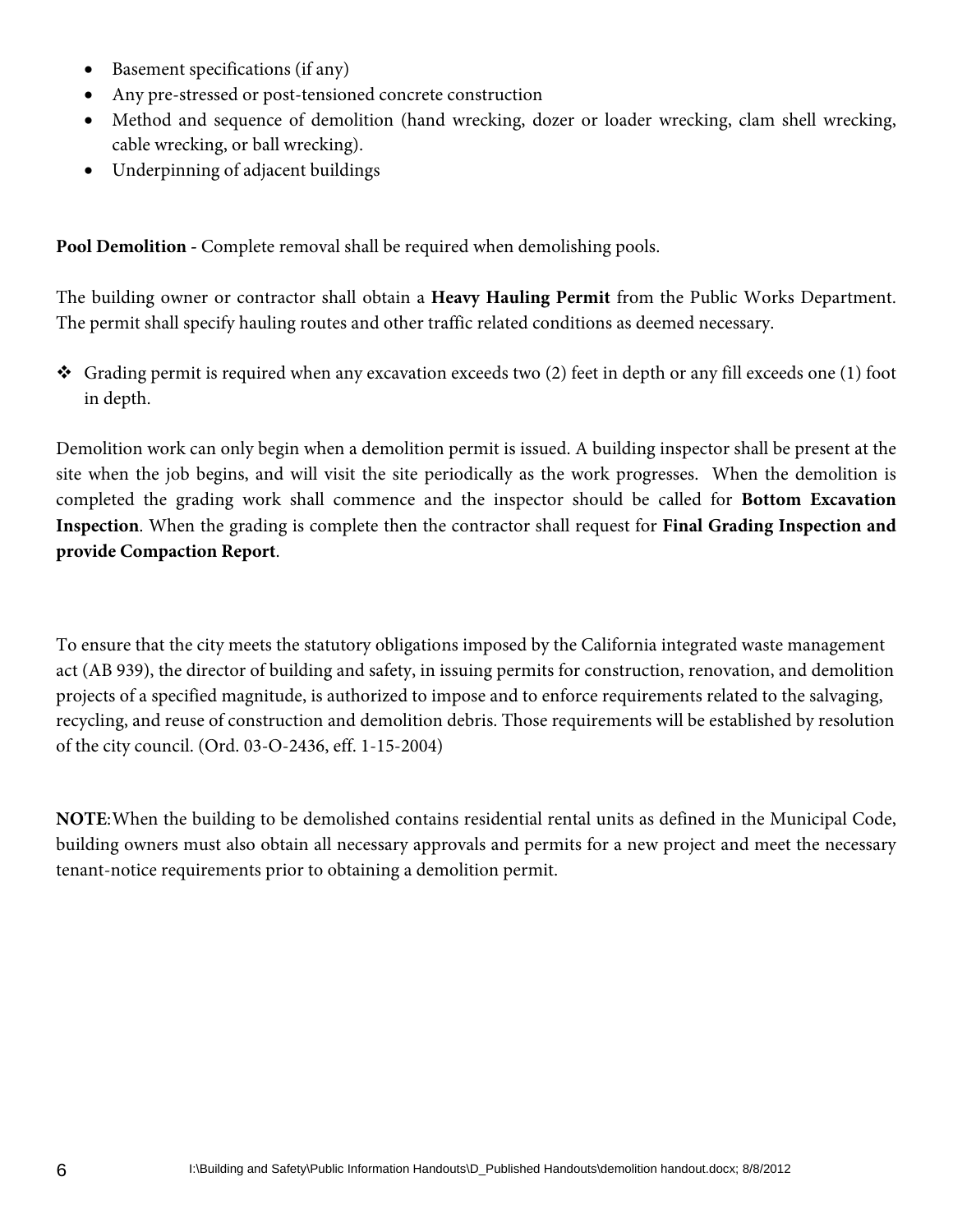- Basement specifications (if any)
- Any pre-stressed or post-tensioned concrete construction
- Method and sequence of demolition (hand wrecking, dozer or loader wrecking, clam shell wrecking, cable wrecking, or ball wrecking).
- Underpinning of adjacent buildings

**Pool Demolition** - Complete removal shall be required when demolishing pools.

The building owner or contractor shall obtain a **Heavy Hauling Permit** from the Public Works Department. The permit shall specify hauling routes and other traffic related conditions as deemed necessary.

- ❖ Grading permit is required when any excavation exceeds two (2) feet in depth or any fill exceeds one (1) foot in depth.

Demolition work can only begin when a demolition permit is issued. A building inspector shall be present at the site when the job begins, and will visit the site periodically as the work progresses. When the demolition is completed the grading work shall commence and the inspector should be called for **Bottom Excavation Inspection**. When the grading is complete then the contractor shall request for **Final Grading Inspection and provide Compaction Report**.

To ensure that the city meets the statutory obligations imposed by the California integrated waste management act (AB 939), the director of building and safety, in issuing permits for construction, renovation, and demolition projects of a specified magnitude, is authorized to impose and to enforce requirements related to the salvaging, recycling, and reuse of construction and demolition debris. Those requirements will be established by resolution of the city council. (Ord. 03-O-2436, eff. 1-15-2004)

**NOTE**: When the building to be demolished contains residential rental units as defined in the Municipal Code, building owners must also obtain all necessary approvals and permits for a new project and meet the necessary tenant-notice requirements prior to obtaining a demolition permit.